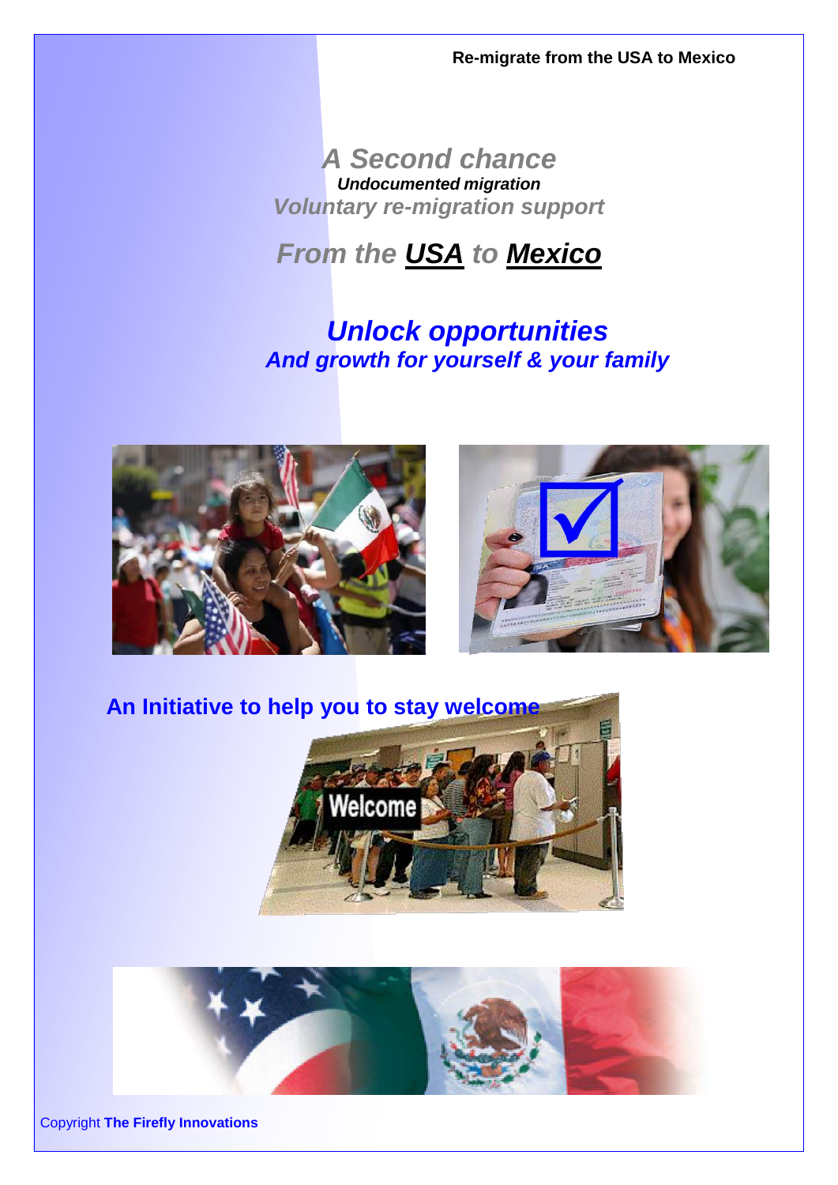**Re-migrate from the USA to Mexico**

# *A Second chance*

***Undocumented migration***

***Voluntary re-migration support***

## *From the **USA** to **Mexico***

## *Unlock opportunities*

### *And growth for yourself & your family*

**An Initiative to help you to stay welcome**

Copyright **The Firefly Innovations**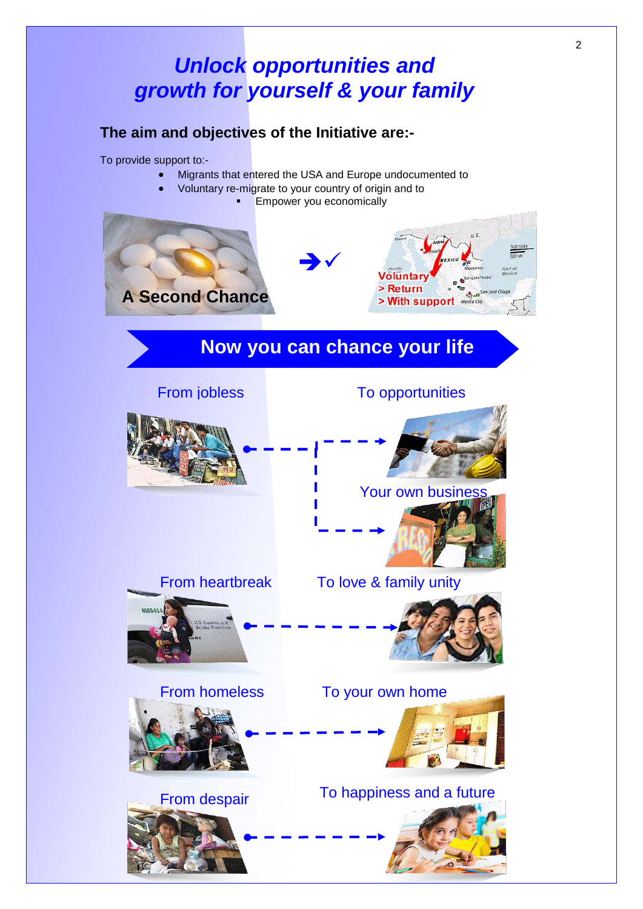# *Unlock opportunities and growth for yourself & your family*

### The aim and objectives of the Initiative are:-

To provide support to:-

- Migrants that entered the USA and Europe undocumented to
- Voluntary re-migrate to your country of origin and to
    - Empower you economically

A Second Chance

Voluntary
> Return
> With support

## Now you can chance your life

From jobless → To opportunities

→ Your own business

From heartbreak → To love & family unity

From homeless → To your own home

From despair → To happiness and a future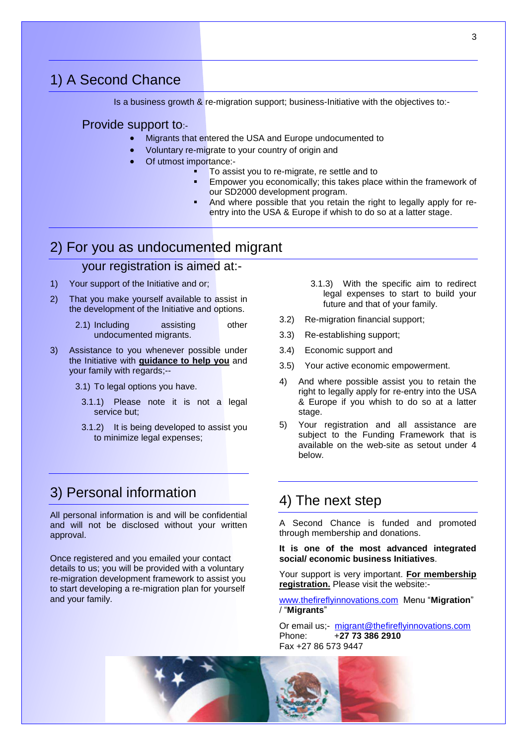## 1) A Second Chance

Is a business growth & re-migration support; business-Initiative with the objectives to:-

### Provide support to:-

- Migrants that entered the USA and Europe undocumented to
- Voluntary re-migrate to your country of origin and
- Of utmost importance:-
  - To assist you to re-migrate, re settle and to
  - Empower you economically; this takes place within the framework of our SD2000 development program.
  - And where possible that you retain the right to legally apply for re-entry into the USA & Europe if whish to do so at a latter stage.

## 2) For you as undocumented migrant

### your registration is aimed at:-

1) Your support of the Initiative and or;

2) That you make yourself available to assist in the development of the Initiative and options.

   2.1) Including assisting other undocumented migrants.

3) Assistance to you whenever possible under the Initiative with **guidance to help you** and your family with regards;--

   3.1) To legal options you have.

   3.1.1) Please note it is not a legal service but;

   3.1.2) It is being developed to assist you to minimize legal expenses;

   3.1.3) With the specific aim to redirect legal expenses to start to build your future and that of your family.

   3.2) Re-migration financial support;

   3.3) Re-establishing support;

   3.4) Economic support and

   3.5) Your active economic empowerment.

4) And where possible assist you to retain the right to legally apply for re-entry into the USA & Europe if you whish to do so at a latter stage.

5) Your registration and all assistance are subject to the Funding Framework that is available on the web-site as setout under 4 below.

## 3) Personal information

All personal information is and will be confidential and will not be disclosed without your written approval.

Once registered and you emailed your contact details to us; you will be provided with a voluntary re-migration development framework to assist you to start developing a re-migration plan for yourself and your family.

## 4) The next step

A Second Chance is funded and promoted through membership and donations.

**It is one of the most advanced integrated social/ economic business Initiatives**.

Your support is very important. **For membership registration.** Please visit the website:-

www.thefireflyinnovations.com Menu "**Migration**" / "**Migrants**"

Or email us;- migrant@thefireflyinnovations.com
Phone: **+27 73 386 2910**
Fax +27 86 573 9447